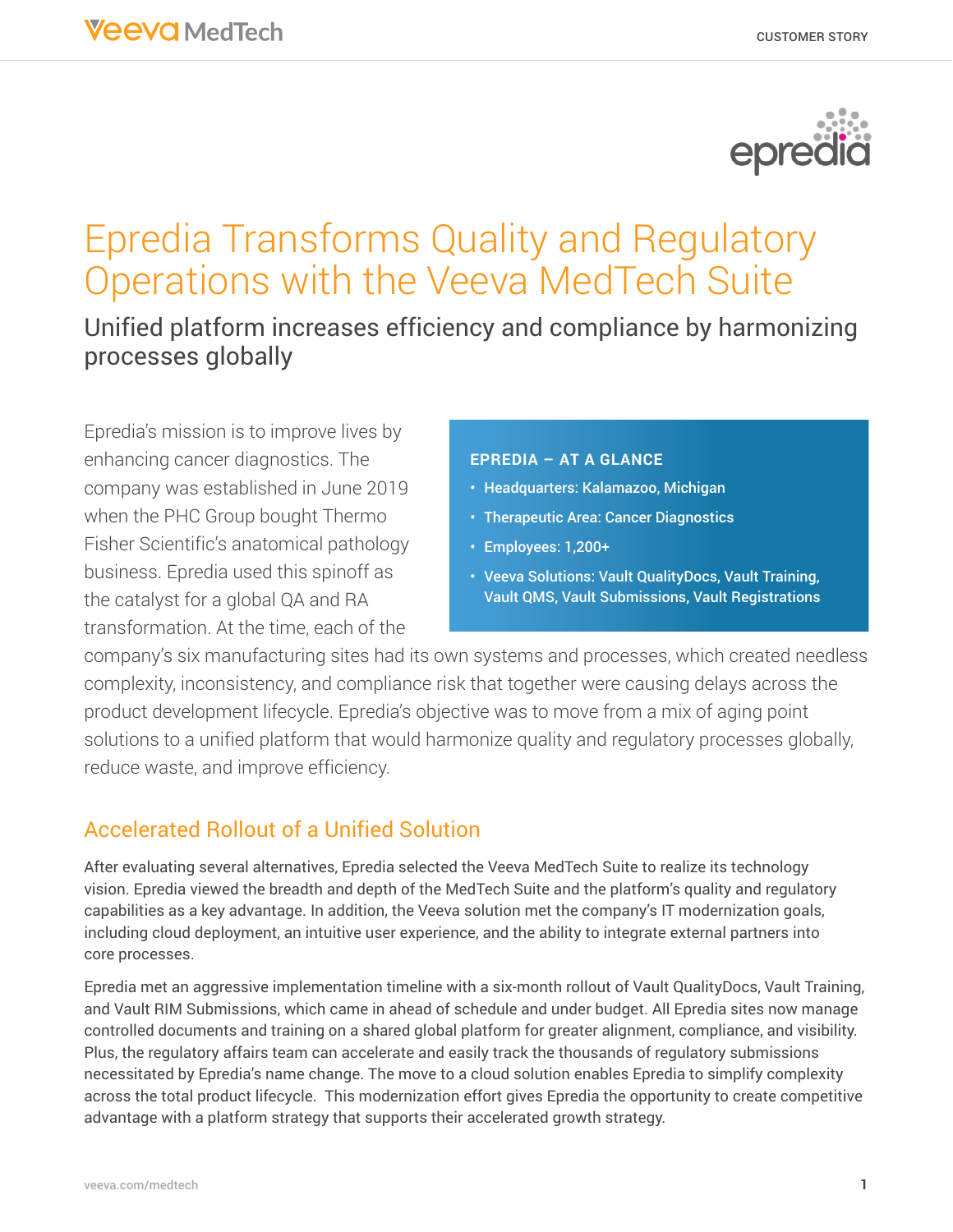# Epredia Transforms Quality and Regulatory Operations with the Veeva MedTech Suite

## Unified platform increases efficiency and compliance by harmonizing processes globally

**EPREDIA – AT A GLANCE**

- Headquarters: Kalamazoo, Michigan
- Therapeutic Area: Cancer Diagnostics
- Employees: 1,200+
- Veeva Solutions: Vault QualityDocs, Vault Training, Vault QMS, Vault Submissions, Vault Registrations

Epredia's mission is to improve lives by enhancing cancer diagnostics. The company was established in June 2019 when the PHC Group bought Thermo Fisher Scientific's anatomical pathology business. Epredia used this spinoff as the catalyst for a global QA and RA transformation. At the time, each of the company's six manufacturing sites had its own systems and processes, which created needless complexity, inconsistency, and compliance risk that together were causing delays across the product development lifecycle. Epredia's objective was to move from a mix of aging point solutions to a unified platform that would harmonize quality and regulatory processes globally, reduce waste, and improve efficiency.

## Accelerated Rollout of a Unified Solution

After evaluating several alternatives, Epredia selected the Veeva MedTech Suite to realize its technology vision. Epredia viewed the breadth and depth of the MedTech Suite and the platform's quality and regulatory capabilities as a key advantage. In addition, the Veeva solution met the company's IT modernization goals, including cloud deployment, an intuitive user experience, and the ability to integrate external partners into core processes.

Epredia met an aggressive implementation timeline with a six-month rollout of Vault QualityDocs, Vault Training, and Vault RIM Submissions, which came in ahead of schedule and under budget. All Epredia sites now manage controlled documents and training on a shared global platform for greater alignment, compliance, and visibility. Plus, the regulatory affairs team can accelerate and easily track the thousands of regulatory submissions necessitated by Epredia's name change. The move to a cloud solution enables Epredia to simplify complexity across the total product lifecycle. This modernization effort gives Epredia the opportunity to create competitive advantage with a platform strategy that supports their accelerated growth strategy.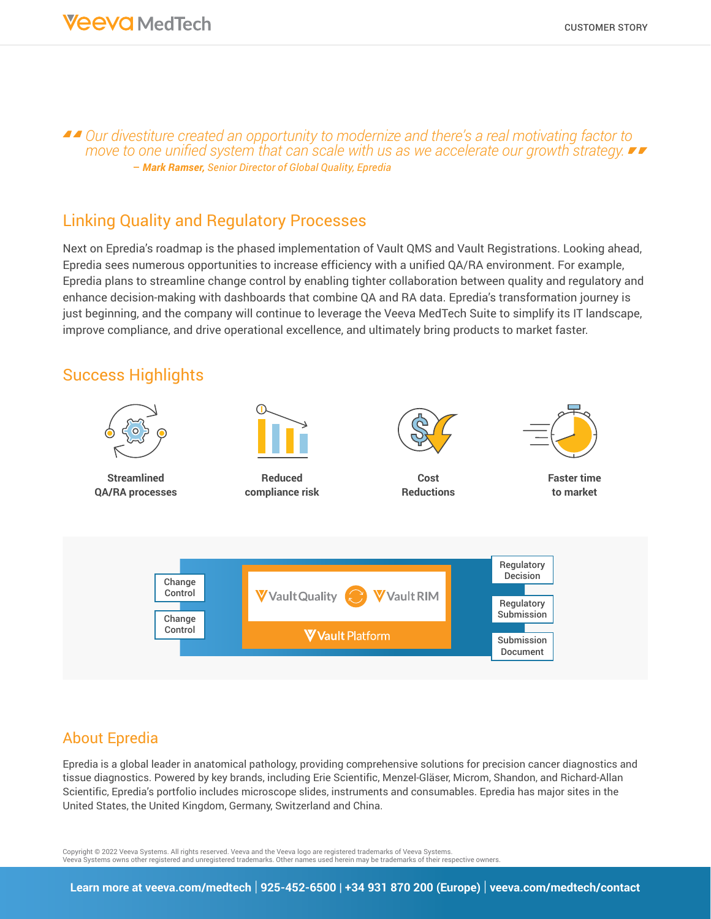> *Our divestiture created an opportunity to modernize and there's a real motivating factor to move to one unified system that can scale with us as we accelerate our growth strategy.*
>
> *– **Mark Ramser,** Senior Director of Global Quality, Epredia*

## Linking Quality and Regulatory Processes

Next on Epredia's roadmap is the phased implementation of Vault QMS and Vault Registrations. Looking ahead, Epredia sees numerous opportunities to increase efficiency with a unified QA/RA environment. For example, Epredia plans to streamline change control by enabling tighter collaboration between quality and regulatory and enhance decision-making with dashboards that combine QA and RA data. Epredia's transformation journey is just beginning, and the company will continue to leverage the Veeva MedTech Suite to simplify its IT landscape, improve compliance, and drive operational excellence, and ultimately bring products to market faster.

## Success Highlights

**Streamlined QA/RA processes**

**Reduced compliance risk**

**Cost Reductions**

**Faster time to market**

Change Control

Change Control

Vault Quality

Vault RIM

Vault Platform

Regulatory Decision

Regulatory Submission

Submission Document

## About Epredia

Epredia is a global leader in anatomical pathology, providing comprehensive solutions for precision cancer diagnostics and tissue diagnostics. Powered by key brands, including Erie Scientific, Menzel-Gläser, Microm, Shandon, and Richard-Allan Scientific, Epredia's portfolio includes microscope slides, instruments and consumables. Epredia has major sites in the United States, the United Kingdom, Germany, Switzerland and China.

Copyright © 2022 Veeva Systems. All rights reserved. Veeva and the Veeva logo are registered trademarks of Veeva Systems. Veeva Systems owns other registered and unregistered trademarks. Other names used herein may be trademarks of their respective owners.

**Learn more at veeva.com/medtech | 925-452-6500 | +34 931 870 200 (Europe) | veeva.com/medtech/contact**